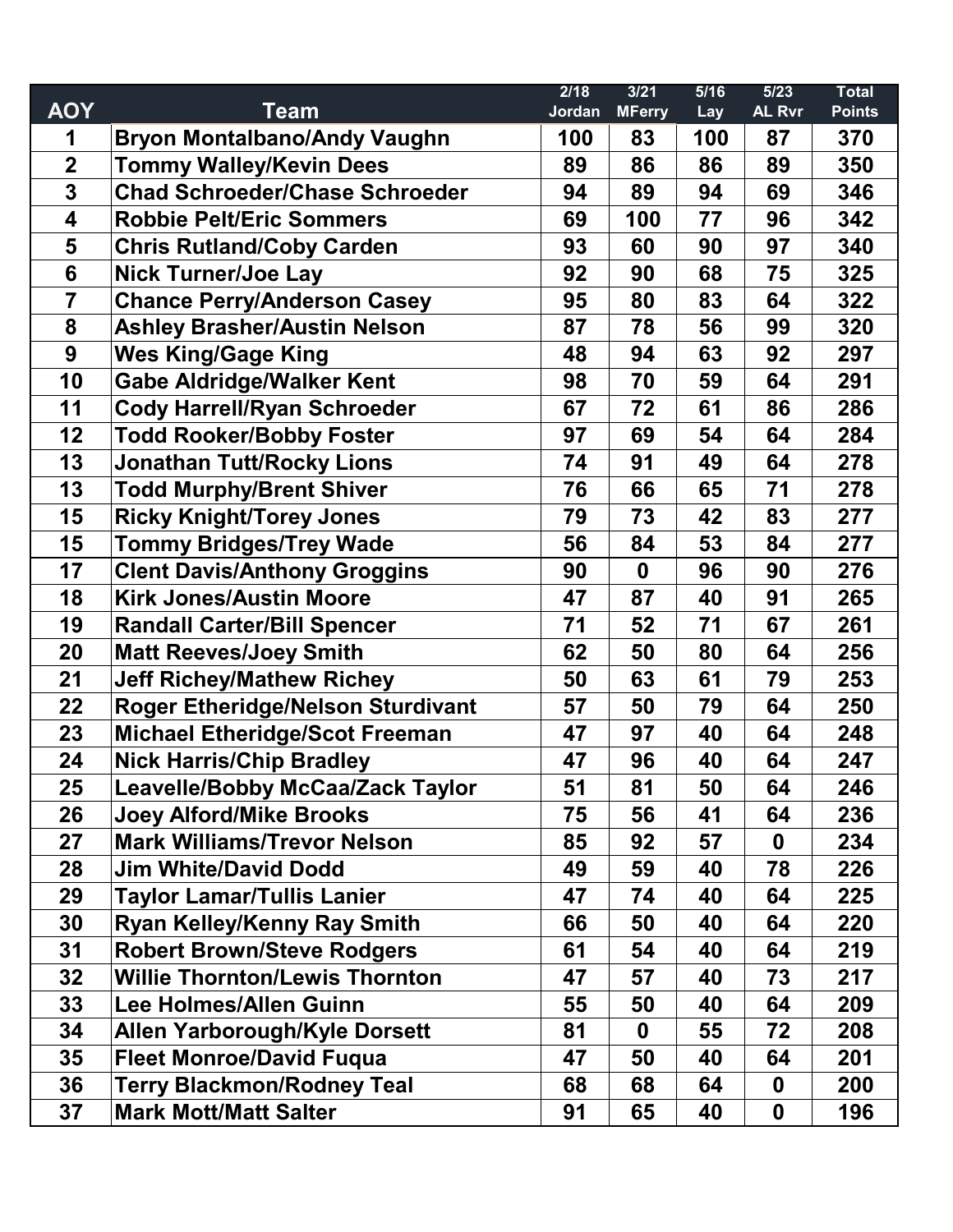| AOY | Team | 2/18 Jordan | 3/21 MFerry | 5/16 Lay | 5/23 AL Rvr | Total Points |
|---|---|---|---|---|---|---|
| 1 | Bryon Montalbano/Andy Vaughn | 100 | 83 | 100 | 87 | 370 |
| 2 | Tommy Walley/Kevin Dees | 89 | 86 | 86 | 89 | 350 |
| 3 | Chad Schroeder/Chase Schroeder | 94 | 89 | 94 | 69 | 346 |
| 4 | Robbie Pelt/Eric Sommers | 69 | 100 | 77 | 96 | 342 |
| 5 | Chris Rutland/Coby Carden | 93 | 60 | 90 | 97 | 340 |
| 6 | Nick Turner/Joe Lay | 92 | 90 | 68 | 75 | 325 |
| 7 | Chance Perry/Anderson Casey | 95 | 80 | 83 | 64 | 322 |
| 8 | Ashley Brasher/Austin Nelson | 87 | 78 | 56 | 99 | 320 |
| 9 | Wes King/Gage King | 48 | 94 | 63 | 92 | 297 |
| 10 | Gabe Aldridge/Walker Kent | 98 | 70 | 59 | 64 | 291 |
| 11 | Cody Harrell/Ryan Schroeder | 67 | 72 | 61 | 86 | 286 |
| 12 | Todd Rooker/Bobby Foster | 97 | 69 | 54 | 64 | 284 |
| 13 | Jonathan Tutt/Rocky Lions | 74 | 91 | 49 | 64 | 278 |
| 13 | Todd Murphy/Brent Shiver | 76 | 66 | 65 | 71 | 278 |
| 15 | Ricky Knight/Torey Jones | 79 | 73 | 42 | 83 | 277 |
| 15 | Tommy Bridges/Trey Wade | 56 | 84 | 53 | 84 | 277 |
| 17 | Clent Davis/Anthony Groggins | 90 | 0 | 96 | 90 | 276 |
| 18 | Kirk Jones/Austin Moore | 47 | 87 | 40 | 91 | 265 |
| 19 | Randall Carter/Bill Spencer | 71 | 52 | 71 | 67 | 261 |
| 20 | Matt Reeves/Joey Smith | 62 | 50 | 80 | 64 | 256 |
| 21 | Jeff Richey/Mathew Richey | 50 | 63 | 61 | 79 | 253 |
| 22 | Roger Etheridge/Nelson Sturdivant | 57 | 50 | 79 | 64 | 250 |
| 23 | Michael Etheridge/Scot Freeman | 47 | 97 | 40 | 64 | 248 |
| 24 | Nick Harris/Chip Bradley | 47 | 96 | 40 | 64 | 247 |
| 25 | Leavelle/Bobby McCaa/Zack Taylor | 51 | 81 | 50 | 64 | 246 |
| 26 | Joey Alford/Mike Brooks | 75 | 56 | 41 | 64 | 236 |
| 27 | Mark Williams/Trevor Nelson | 85 | 92 | 57 | 0 | 234 |
| 28 | Jim White/David Dodd | 49 | 59 | 40 | 78 | 226 |
| 29 | Taylor Lamar/Tullis Lanier | 47 | 74 | 40 | 64 | 225 |
| 30 | Ryan Kelley/Kenny Ray Smith | 66 | 50 | 40 | 64 | 220 |
| 31 | Robert Brown/Steve Rodgers | 61 | 54 | 40 | 64 | 219 |
| 32 | Willie Thornton/Lewis Thornton | 47 | 57 | 40 | 73 | 217 |
| 33 | Lee Holmes/Allen Guinn | 55 | 50 | 40 | 64 | 209 |
| 34 | Allen Yarborough/Kyle Dorsett | 81 | 0 | 55 | 72 | 208 |
| 35 | Fleet Monroe/David Fuqua | 47 | 50 | 40 | 64 | 201 |
| 36 | Terry Blackmon/Rodney Teal | 68 | 68 | 64 | 0 | 200 |
| 37 | Mark Mott/Matt Salter | 91 | 65 | 40 | 0 | 196 |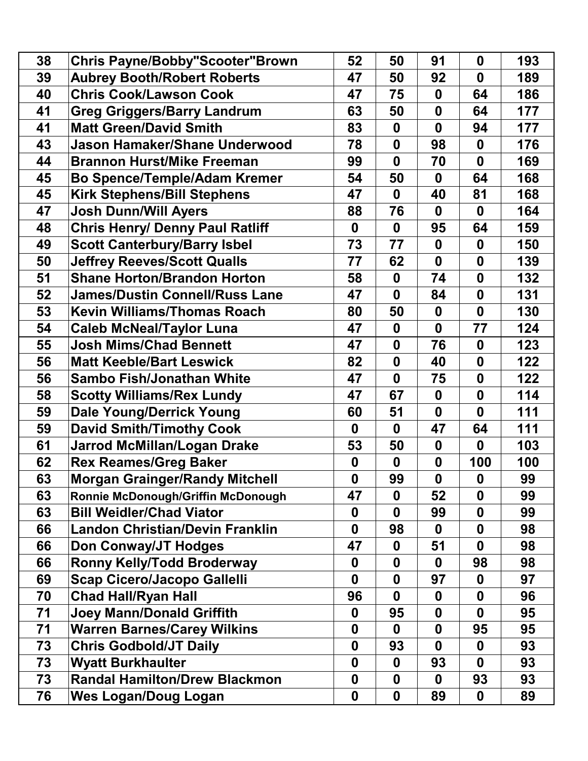| 38 | Chris Payne/Bobby"Scooter"Brown | 52 | 50 | 91 | 0 | 193 |
|---|---|---|---|---|---|---|
| 39 | Aubrey Booth/Robert Roberts | 47 | 50 | 92 | 0 | 189 |
| 40 | Chris Cook/Lawson Cook | 47 | 75 | 0 | 64 | 186 |
| 41 | Greg Griggers/Barry Landrum | 63 | 50 | 0 | 64 | 177 |
| 41 | Matt Green/David Smith | 83 | 0 | 0 | 94 | 177 |
| 43 | Jason Hamaker/Shane Underwood | 78 | 0 | 98 | 0 | 176 |
| 44 | Brannon Hurst/Mike Freeman | 99 | 0 | 70 | 0 | 169 |
| 45 | Bo Spence/Temple/Adam Kremer | 54 | 50 | 0 | 64 | 168 |
| 45 | Kirk Stephens/Bill Stephens | 47 | 0 | 40 | 81 | 168 |
| 47 | Josh Dunn/Will Ayers | 88 | 76 | 0 | 0 | 164 |
| 48 | Chris Henry/ Denny Paul Ratliff | 0 | 0 | 95 | 64 | 159 |
| 49 | Scott Canterbury/Barry Isbel | 73 | 77 | 0 | 0 | 150 |
| 50 | Jeffrey Reeves/Scott Qualls | 77 | 62 | 0 | 0 | 139 |
| 51 | Shane Horton/Brandon Horton | 58 | 0 | 74 | 0 | 132 |
| 52 | James/Dustin Connell/Russ Lane | 47 | 0 | 84 | 0 | 131 |
| 53 | Kevin Williams/Thomas Roach | 80 | 50 | 0 | 0 | 130 |
| 54 | Caleb McNeal/Taylor Luna | 47 | 0 | 0 | 77 | 124 |
| 55 | Josh Mims/Chad Bennett | 47 | 0 | 76 | 0 | 123 |
| 56 | Matt Keeble/Bart Leswick | 82 | 0 | 40 | 0 | 122 |
| 56 | Sambo Fish/Jonathan White | 47 | 0 | 75 | 0 | 122 |
| 58 | Scotty Williams/Rex Lundy | 47 | 67 | 0 | 0 | 114 |
| 59 | Dale Young/Derrick Young | 60 | 51 | 0 | 0 | 111 |
| 59 | David Smith/Timothy Cook | 0 | 0 | 47 | 64 | 111 |
| 61 | Jarrod McMillan/Logan Drake | 53 | 50 | 0 | 0 | 103 |
| 62 | Rex Reames/Greg Baker | 0 | 0 | 0 | 100 | 100 |
| 63 | Morgan Grainger/Randy Mitchell | 0 | 99 | 0 | 0 | 99 |
| 63 | Ronnie McDonough/Griffin McDonough | 47 | 0 | 52 | 0 | 99 |
| 63 | Bill Weidler/Chad Viator | 0 | 0 | 99 | 0 | 99 |
| 66 | Landon Christian/Devin Franklin | 0 | 98 | 0 | 0 | 98 |
| 66 | Don Conway/JT Hodges | 47 | 0 | 51 | 0 | 98 |
| 66 | Ronny Kelly/Todd Broderway | 0 | 0 | 0 | 98 | 98 |
| 69 | Scap Cicero/Jacopo Gallelli | 0 | 0 | 97 | 0 | 97 |
| 70 | Chad Hall/Ryan Hall | 96 | 0 | 0 | 0 | 96 |
| 71 | Joey Mann/Donald Griffith | 0 | 95 | 0 | 0 | 95 |
| 71 | Warren Barnes/Carey Wilkins | 0 | 0 | 0 | 95 | 95 |
| 73 | Chris Godbold/JT Daily | 0 | 93 | 0 | 0 | 93 |
| 73 | Wyatt Burkhaulter | 0 | 0 | 93 | 0 | 93 |
| 73 | Randal Hamilton/Drew Blackmon | 0 | 0 | 0 | 93 | 93 |
| 76 | Wes Logan/Doug Logan | 0 | 0 | 89 | 0 | 89 |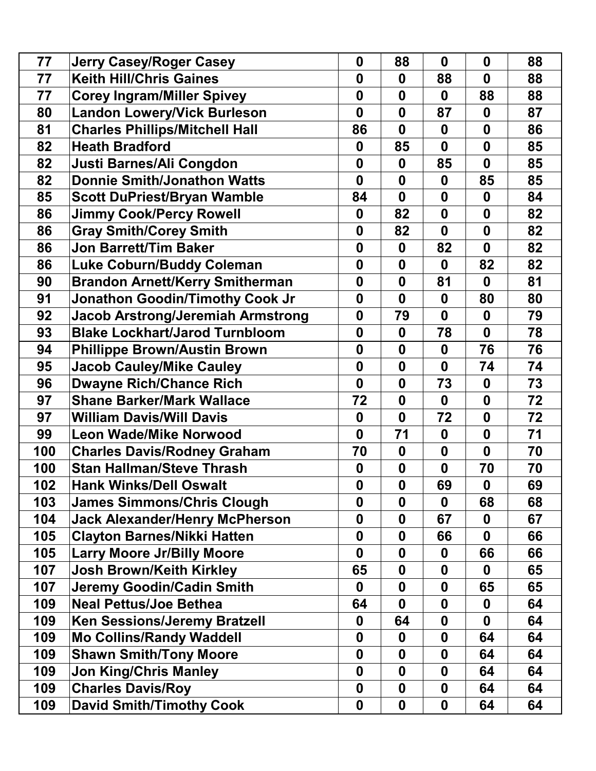| 77 | Jerry Casey/Roger Casey | 0 | 88 | 0 | 0 | 88 |
|---|---|---|---|---|---|---|
| 77 | Keith Hill/Chris Gaines | 0 | 0 | 88 | 0 | 88 |
| 77 | Corey Ingram/Miller Spivey | 0 | 0 | 0 | 88 | 88 |
| 80 | Landon Lowery/Vick Burleson | 0 | 0 | 87 | 0 | 87 |
| 81 | Charles Phillips/Mitchell Hall | 86 | 0 | 0 | 0 | 86 |
| 82 | Heath Bradford | 0 | 85 | 0 | 0 | 85 |
| 82 | Justi Barnes/Ali Congdon | 0 | 0 | 85 | 0 | 85 |
| 82 | Donnie Smith/Jonathon Watts | 0 | 0 | 0 | 85 | 85 |
| 85 | Scott DuPriest/Bryan Wamble | 84 | 0 | 0 | 0 | 84 |
| 86 | Jimmy Cook/Percy Rowell | 0 | 82 | 0 | 0 | 82 |
| 86 | Gray Smith/Corey Smith | 0 | 82 | 0 | 0 | 82 |
| 86 | Jon Barrett/Tim Baker | 0 | 0 | 82 | 0 | 82 |
| 86 | Luke Coburn/Buddy Coleman | 0 | 0 | 0 | 82 | 82 |
| 90 | Brandon Arnett/Kerry Smitherman | 0 | 0 | 81 | 0 | 81 |
| 91 | Jonathon Goodin/Timothy Cook Jr | 0 | 0 | 0 | 80 | 80 |
| 92 | Jacob Arstrong/Jeremiah Armstrong | 0 | 79 | 0 | 0 | 79 |
| 93 | Blake Lockhart/Jarod Turnbloom | 0 | 0 | 78 | 0 | 78 |
| 94 | Phillippe Brown/Austin Brown | 0 | 0 | 0 | 76 | 76 |
| 95 | Jacob Cauley/Mike Cauley | 0 | 0 | 0 | 74 | 74 |
| 96 | Dwayne Rich/Chance Rich | 0 | 0 | 73 | 0 | 73 |
| 97 | Shane Barker/Mark Wallace | 72 | 0 | 0 | 0 | 72 |
| 97 | William Davis/Will Davis | 0 | 0 | 72 | 0 | 72 |
| 99 | Leon Wade/Mike Norwood | 0 | 71 | 0 | 0 | 71 |
| 100 | Charles Davis/Rodney Graham | 70 | 0 | 0 | 0 | 70 |
| 100 | Stan Hallman/Steve Thrash | 0 | 0 | 0 | 70 | 70 |
| 102 | Hank Winks/Dell Oswalt | 0 | 0 | 69 | 0 | 69 |
| 103 | James Simmons/Chris Clough | 0 | 0 | 0 | 68 | 68 |
| 104 | Jack Alexander/Henry McPherson | 0 | 0 | 67 | 0 | 67 |
| 105 | Clayton Barnes/Nikki Hatten | 0 | 0 | 66 | 0 | 66 |
| 105 | Larry Moore Jr/Billy Moore | 0 | 0 | 0 | 66 | 66 |
| 107 | Josh Brown/Keith Kirkley | 65 | 0 | 0 | 0 | 65 |
| 107 | Jeremy Goodin/Cadin Smith | 0 | 0 | 0 | 65 | 65 |
| 109 | Neal Pettus/Joe Bethea | 64 | 0 | 0 | 0 | 64 |
| 109 | Ken Sessions/Jeremy Bratzell | 0 | 64 | 0 | 0 | 64 |
| 109 | Mo Collins/Randy Waddell | 0 | 0 | 0 | 64 | 64 |
| 109 | Shawn Smith/Tony Moore | 0 | 0 | 0 | 64 | 64 |
| 109 | Jon King/Chris Manley | 0 | 0 | 0 | 64 | 64 |
| 109 | Charles Davis/Roy | 0 | 0 | 0 | 64 | 64 |
| 109 | David Smith/Timothy Cook | 0 | 0 | 0 | 64 | 64 |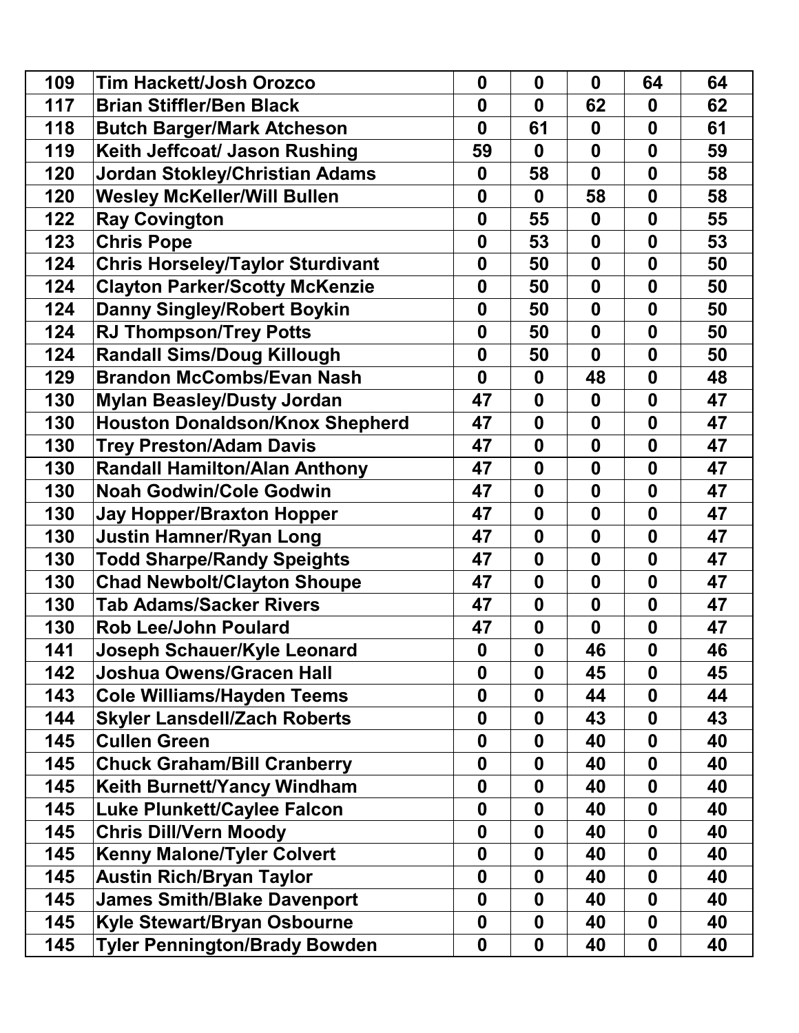| 109 | Tim Hackett/Josh Orozco | 0 | 0 | 0 | 64 | 64 |
|---|---|---|---|---|---|---|
| 117 | Brian Stiffler/Ben Black | 0 | 0 | 62 | 0 | 62 |
| 118 | Butch Barger/Mark Atcheson | 0 | 61 | 0 | 0 | 61 |
| 119 | Keith Jeffcoat/ Jason Rushing | 59 | 0 | 0 | 0 | 59 |
| 120 | Jordan Stokley/Christian Adams | 0 | 58 | 0 | 0 | 58 |
| 120 | Wesley McKeller/Will Bullen | 0 | 0 | 58 | 0 | 58 |
| 122 | Ray Covington | 0 | 55 | 0 | 0 | 55 |
| 123 | Chris Pope | 0 | 53 | 0 | 0 | 53 |
| 124 | Chris Horseley/Taylor Sturdivant | 0 | 50 | 0 | 0 | 50 |
| 124 | Clayton Parker/Scotty McKenzie | 0 | 50 | 0 | 0 | 50 |
| 124 | Danny Singley/Robert Boykin | 0 | 50 | 0 | 0 | 50 |
| 124 | RJ Thompson/Trey Potts | 0 | 50 | 0 | 0 | 50 |
| 124 | Randall Sims/Doug Killough | 0 | 50 | 0 | 0 | 50 |
| 129 | Brandon McCombs/Evan Nash | 0 | 0 | 48 | 0 | 48 |
| 130 | Mylan Beasley/Dusty Jordan | 47 | 0 | 0 | 0 | 47 |
| 130 | Houston Donaldson/Knox Shepherd | 47 | 0 | 0 | 0 | 47 |
| 130 | Trey Preston/Adam Davis | 47 | 0 | 0 | 0 | 47 |
| 130 | Randall Hamilton/Alan Anthony | 47 | 0 | 0 | 0 | 47 |
| 130 | Noah Godwin/Cole Godwin | 47 | 0 | 0 | 0 | 47 |
| 130 | Jay Hopper/Braxton Hopper | 47 | 0 | 0 | 0 | 47 |
| 130 | Justin Hamner/Ryan Long | 47 | 0 | 0 | 0 | 47 |
| 130 | Todd Sharpe/Randy Speights | 47 | 0 | 0 | 0 | 47 |
| 130 | Chad Newbolt/Clayton Shoupe | 47 | 0 | 0 | 0 | 47 |
| 130 | Tab Adams/Sacker Rivers | 47 | 0 | 0 | 0 | 47 |
| 130 | Rob Lee/John Poulard | 47 | 0 | 0 | 0 | 47 |
| 141 | Joseph Schauer/Kyle Leonard | 0 | 0 | 46 | 0 | 46 |
| 142 | Joshua Owens/Gracen Hall | 0 | 0 | 45 | 0 | 45 |
| 143 | Cole Williams/Hayden Teems | 0 | 0 | 44 | 0 | 44 |
| 144 | Skyler Lansdell/Zach Roberts | 0 | 0 | 43 | 0 | 43 |
| 145 | Cullen Green | 0 | 0 | 40 | 0 | 40 |
| 145 | Chuck Graham/Bill Cranberry | 0 | 0 | 40 | 0 | 40 |
| 145 | Keith Burnett/Yancy Windham | 0 | 0 | 40 | 0 | 40 |
| 145 | Luke Plunkett/Caylee Falcon | 0 | 0 | 40 | 0 | 40 |
| 145 | Chris Dill/Vern Moody | 0 | 0 | 40 | 0 | 40 |
| 145 | Kenny Malone/Tyler Colvert | 0 | 0 | 40 | 0 | 40 |
| 145 | Austin Rich/Bryan Taylor | 0 | 0 | 40 | 0 | 40 |
| 145 | James Smith/Blake Davenport | 0 | 0 | 40 | 0 | 40 |
| 145 | Kyle Stewart/Bryan Osbourne | 0 | 0 | 40 | 0 | 40 |
| 145 | Tyler Pennington/Brady Bowden | 0 | 0 | 40 | 0 | 40 |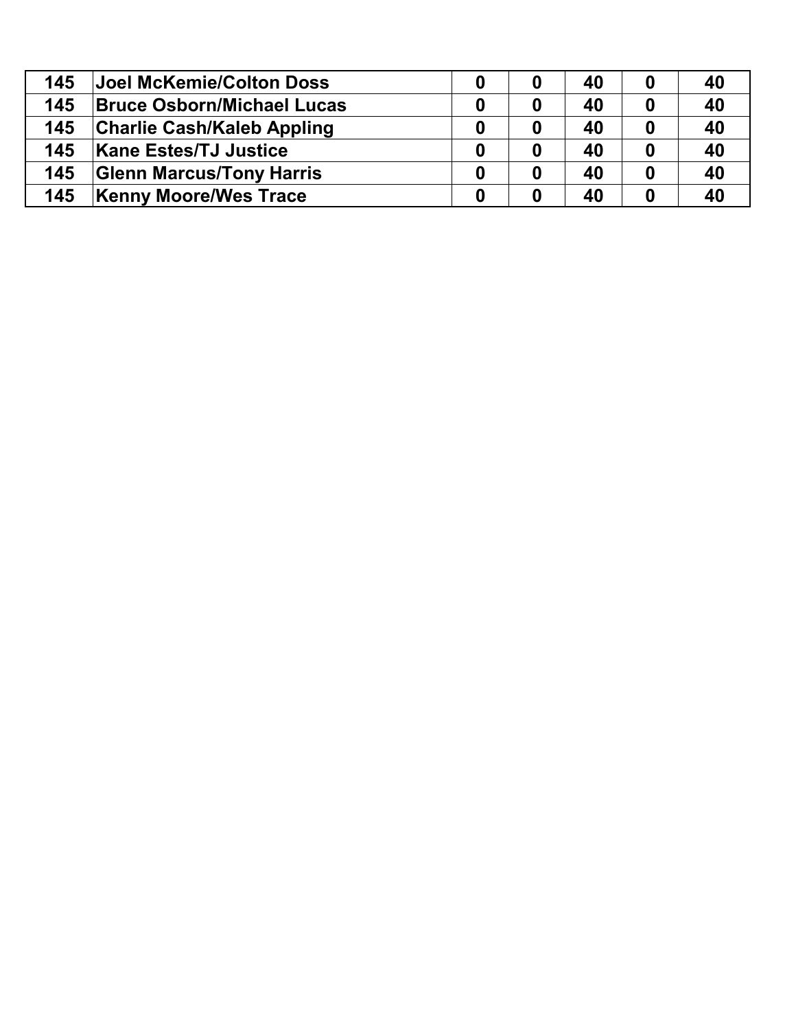| | | | | | | |
|---|---|---|---|---|---|---|
| 145 | Joel McKemie/Colton Doss | 0 | 0 | 40 | 0 | 40 |
| 145 | Bruce Osborn/Michael Lucas | 0 | 0 | 40 | 0 | 40 |
| 145 | Charlie Cash/Kaleb Appling | 0 | 0 | 40 | 0 | 40 |
| 145 | Kane Estes/TJ Justice | 0 | 0 | 40 | 0 | 40 |
| 145 | Glenn Marcus/Tony Harris | 0 | 0 | 40 | 0 | 40 |
| 145 | Kenny Moore/Wes Trace | 0 | 0 | 40 | 0 | 40 |